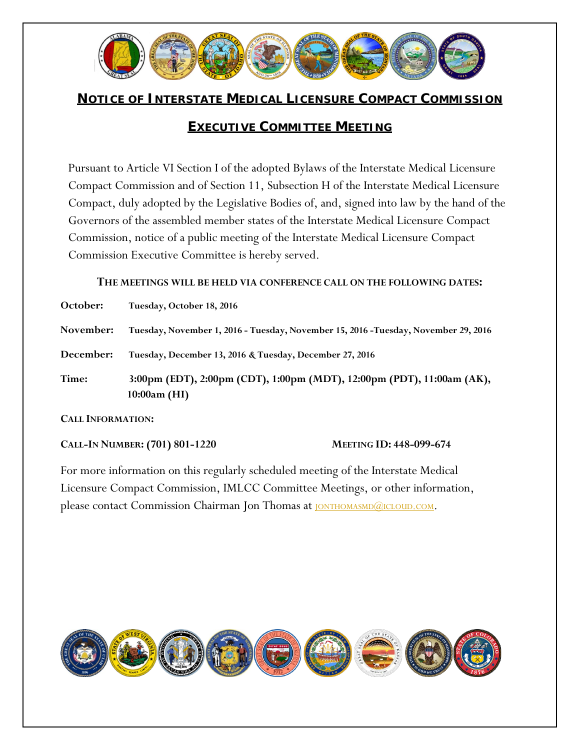# NOTICE OF INTERSTATE MEDICAL LICENSURE COMPACT COMMISSION

## EXECUTIVE COMMITTEE MEETING

Pursuant to Article VI Section I of the adopted Bylaws of the Interstate Medical Licensure Compact Commission and of Section 11, Subsection H of the Interstate Medical Licensure Compact, duly adopted by the Legislative Bodies of, and, signed into law by the hand of the Governors of the assembled member states of the Interstate Medical Licensure Compact Commission, notice of a public meeting of the Interstate Medical Licensure Compact Commission Executive Committee is hereby served.

**THE MEETINGS WILL BE HELD VIA CONFERENCE CALL ON THE FOLLOWING DATES:**

**October:** **Tuesday, October 18, 2016**

**November:** **Tuesday, November 1, 2016 - Tuesday, November 15, 2016 -Tuesday, November 29, 2016**

**December:** **Tuesday, December 13, 2016 & Tuesday, December 27, 2016**

**Time:** **3:00pm (EDT), 2:00pm (CDT), 1:00pm (MDT), 12:00pm (PDT), 11:00am (AK), 10:00am (HI)**

**CALL INFORMATION:**

**CALL-IN NUMBER: (701) 801-1220** **MEETING ID: 448-099-674**

For more information on this regularly scheduled meeting of the Interstate Medical Licensure Compact Commission, IMLCC Committee Meetings, or other information, please contact Commission Chairman Jon Thomas at JONTHOMASMD@ICLOUD.COM.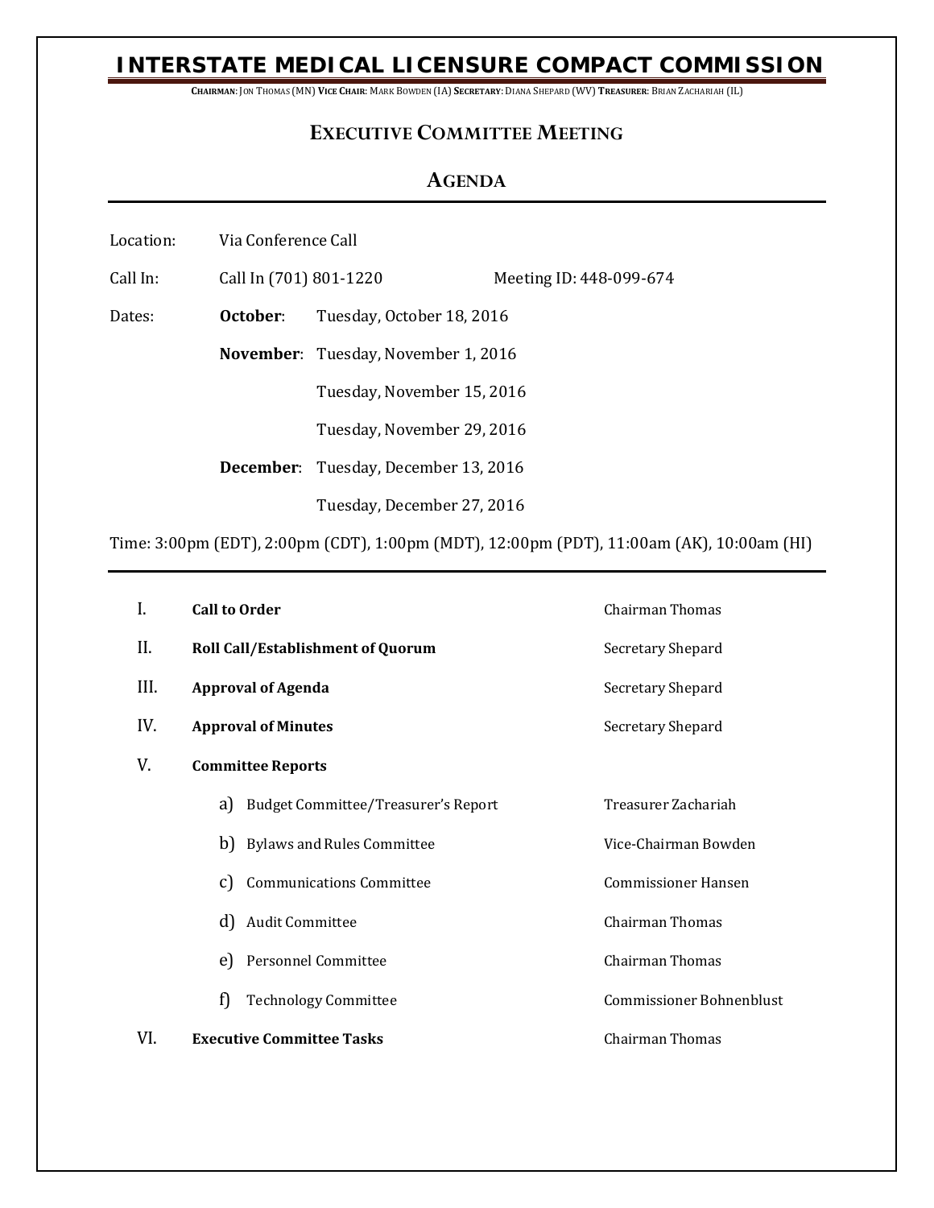# INTERSTATE MEDICAL LICENSURE COMPACT COMMISSION

**CHAIRMAN**: JON THOMAS (MN) **VICE CHAIR**: MARK BOWDEN (IA) **SECRETARY**: DIANA SHEPARD (WV) **TREASURER**: BRIAN ZACHARIAH (IL)

## EXECUTIVE COMMITTEE MEETING

## AGENDA

| | | |
|---|---|---|
| Location: | Via Conference Call | |
| Call In: | Call In (701) 801-1220 | Meeting ID: 448-099-674 |

Dates:

- **October**: Tuesday, October 18, 2016
- **November**: Tuesday, November 1, 2016
  - Tuesday, November 15, 2016
  - Tuesday, November 29, 2016
- **December**: Tuesday, December 13, 2016
  - Tuesday, December 27, 2016

Time: 3:00pm (EDT), 2:00pm (CDT), 1:00pm (MDT), 12:00pm (PDT), 11:00am (AK), 10:00am (HI)

---

| | | |
|---|---|---|
| I. | **Call to Order** | Chairman Thomas |
| II. | **Roll Call/Establishment of Quorum** | Secretary Shepard |
| III. | **Approval of Agenda** | Secretary Shepard |
| IV. | **Approval of Minutes** | Secretary Shepard |
| V. | **Committee Reports** | |
| | a) Budget Committee/Treasurer's Report | Treasurer Zachariah |
| | b) Bylaws and Rules Committee | Vice-Chairman Bowden |
| | c) Communications Committee | Commissioner Hansen |
| | d) Audit Committee | Chairman Thomas |
| | e) Personnel Committee | Chairman Thomas |
| | f) Technology Committee | Commissioner Bohnenblust |
| VI. | **Executive Committee Tasks** | Chairman Thomas |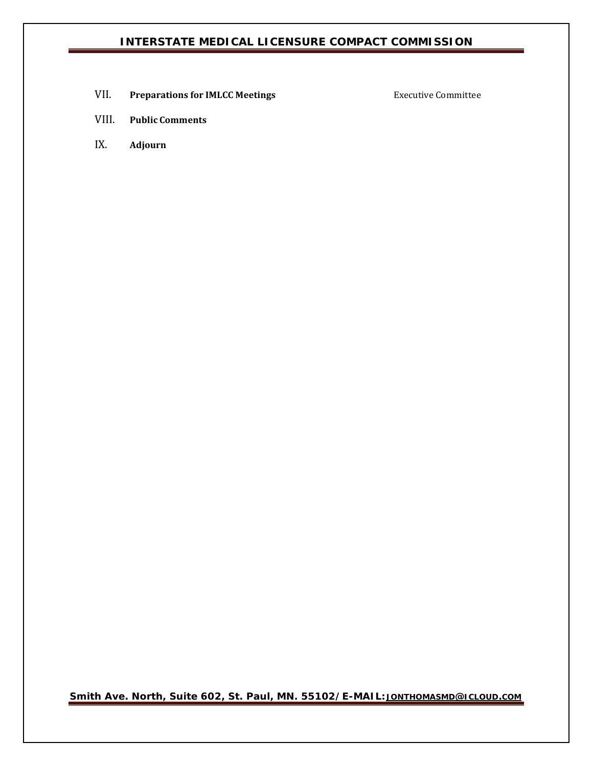VII. **Preparations for IMLCC Meetings** Executive Committee

VIII. **Public Comments**

IX. **Adjourn**